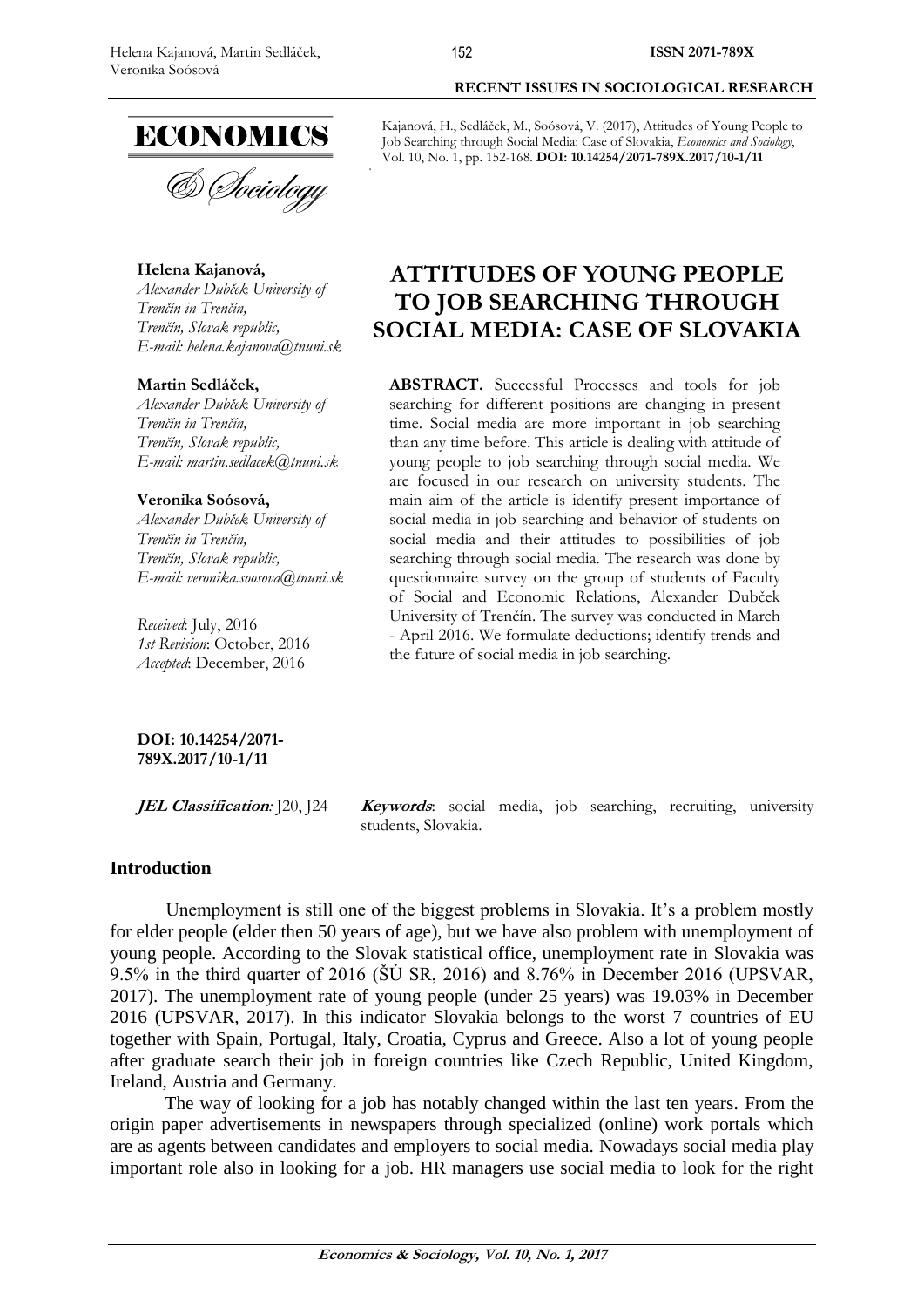Kajanová, H., Sedláček, M., Soósová, V. (2017), Attitudes of Young People to Job Searching through Social Media: Case of Slovakia, *Economics and Sociology*, Vol. 10, No. 1, pp. 152-168. **DOI: 10.14254/2071-789X.2017/10-1/11**

**Helena Kajanová,**
*Alexander Dubček University of Trenčín in Trenčín,*
*Trenčín, Slovak republic,*
*E-mail: helena.kajanova@tnuni.sk*

**Martin Sedláček,**
*Alexander Dubček University of Trenčín in Trenčín,*
*Trenčín, Slovak republic,*
*E-mail: martin.sedlacek@tnuni.sk*

**Veronika Soósová,**
*Alexander Dubček University of Trenčín in Trenčín,*
*Trenčín, Slovak republic,*
*E-mail: veronika.soosova@tnuni.sk*

*Received*: July, 2016
*1st Revision*: October, 2016
*Accepted*: December, 2016

**DOI: 10.14254/2071-789X.2017/10-1/11**

# ATTITUDES OF YOUNG PEOPLE TO JOB SEARCHING THROUGH SOCIAL MEDIA: CASE OF SLOVAKIA

**ABSTRACT.** Successful Processes and tools for job searching for different positions are changing in present time. Social media are more important in job searching than any time before. This article is dealing with attitude of young people to job searching through social media. We are focused in our research on university students. The main aim of the article is identify present importance of social media in job searching and behavior of students on social media and their attitudes to possibilities of job searching through social media. The research was done by questionnaire survey on the group of students of Faculty of Social and Economic Relations, Alexander Dubček University of Trenčín. The survey was conducted in March - April 2016. We formulate deductions; identify trends and the future of social media in job searching.

***JEL Classification**:* J20, J24

***Keywords**:* social media, job searching, recruiting, university students, Slovakia.

## Introduction

Unemployment is still one of the biggest problems in Slovakia. It's a problem mostly for elder people (elder then 50 years of age), but we have also problem with unemployment of young people. According to the Slovak statistical office, unemployment rate in Slovakia was 9.5% in the third quarter of 2016 (ŠÚ SR, 2016) and 8.76% in December 2016 (UPSVAR, 2017). The unemployment rate of young people (under 25 years) was 19.03% in December 2016 (UPSVAR, 2017). In this indicator Slovakia belongs to the worst 7 countries of EU together with Spain, Portugal, Italy, Croatia, Cyprus and Greece. Also a lot of young people after graduate search their job in foreign countries like Czech Republic, United Kingdom, Ireland, Austria and Germany.

The way of looking for a job has notably changed within the last ten years. From the origin paper advertisements in newspapers through specialized (online) work portals which are as agents between candidates and employers to social media. Nowadays social media play important role also in looking for a job. HR managers use social media to look for the right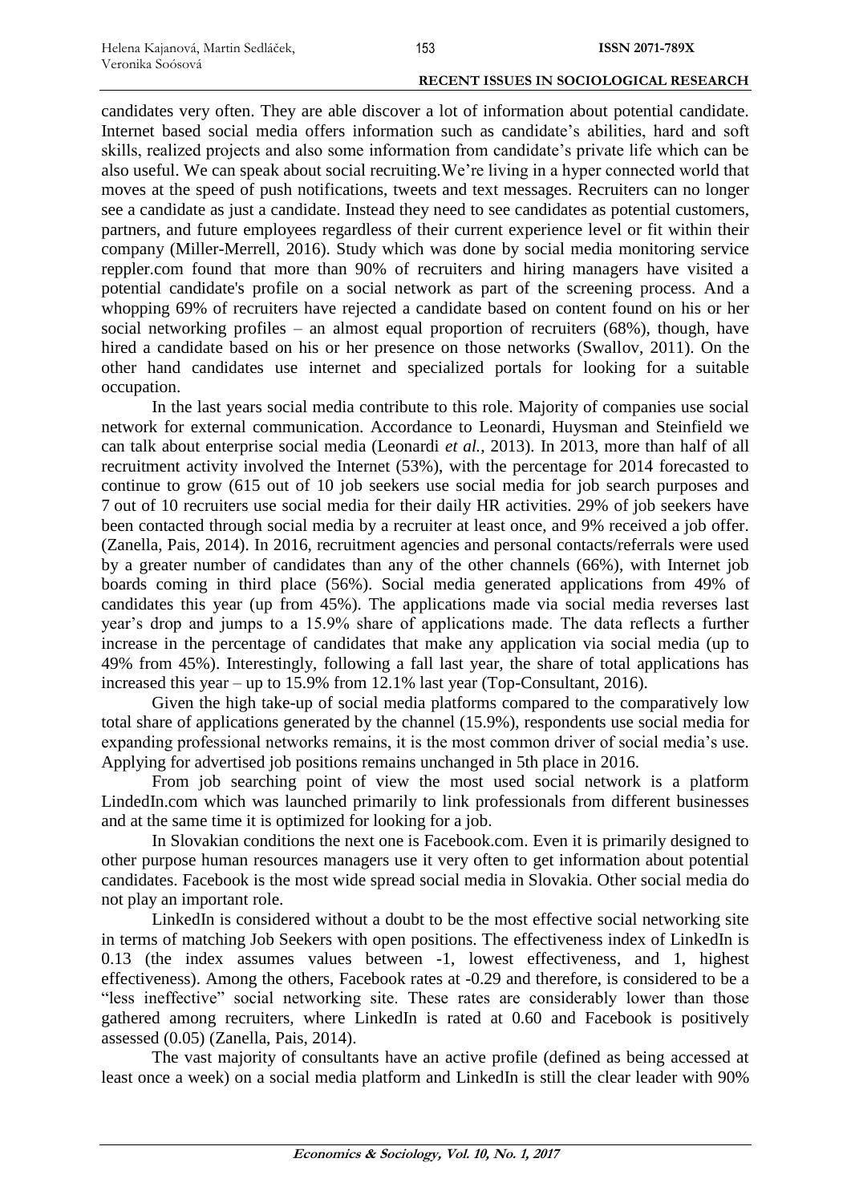candidates very often. They are able discover a lot of information about potential candidate. Internet based social media offers information such as candidate's abilities, hard and soft skills, realized projects and also some information from candidate's private life which can be also useful. We can speak about social recruiting.We're living in a hyper connected world that moves at the speed of push notifications, tweets and text messages. Recruiters can no longer see a candidate as just a candidate. Instead they need to see candidates as potential customers, partners, and future employees regardless of their current experience level or fit within their company (Miller-Merrell, 2016). Study which was done by social media monitoring service reppler.com found that more than 90% of recruiters and hiring managers have visited a potential candidate's profile on a social network as part of the screening process. And a whopping 69% of recruiters have rejected a candidate based on content found on his or her social networking profiles – an almost equal proportion of recruiters (68%), though, have hired a candidate based on his or her presence on those networks (Swallov, 2011). On the other hand candidates use internet and specialized portals for looking for a suitable occupation.

In the last years social media contribute to this role. Majority of companies use social network for external communication. Accordance to Leonardi, Huysman and Steinfield we can talk about enterprise social media (Leonardi *et al.*, 2013). In 2013, more than half of all recruitment activity involved the Internet (53%), with the percentage for 2014 forecasted to continue to grow (615 out of 10 job seekers use social media for job search purposes and 7 out of 10 recruiters use social media for their daily HR activities. 29% of job seekers have been contacted through social media by a recruiter at least once, and 9% received a job offer. (Zanella, Pais, 2014). In 2016, recruitment agencies and personal contacts/referrals were used by a greater number of candidates than any of the other channels (66%), with Internet job boards coming in third place (56%). Social media generated applications from 49% of candidates this year (up from 45%). The applications made via social media reverses last year's drop and jumps to a 15.9% share of applications made. The data reflects a further increase in the percentage of candidates that make any application via social media (up to 49% from 45%). Interestingly, following a fall last year, the share of total applications has increased this year – up to 15.9% from 12.1% last year (Top-Consultant, 2016).

Given the high take-up of social media platforms compared to the comparatively low total share of applications generated by the channel (15.9%), respondents use social media for expanding professional networks remains, it is the most common driver of social media's use. Applying for advertised job positions remains unchanged in 5th place in 2016.

From job searching point of view the most used social network is a platform LindedIn.com which was launched primarily to link professionals from different businesses and at the same time it is optimized for looking for a job.

In Slovakian conditions the next one is Facebook.com. Even it is primarily designed to other purpose human resources managers use it very often to get information about potential candidates. Facebook is the most wide spread social media in Slovakia. Other social media do not play an important role.

LinkedIn is considered without a doubt to be the most effective social networking site in terms of matching Job Seekers with open positions. The effectiveness index of LinkedIn is 0.13 (the index assumes values between -1, lowest effectiveness, and 1, highest effectiveness). Among the others, Facebook rates at -0.29 and therefore, is considered to be a "less ineffective" social networking site. These rates are considerably lower than those gathered among recruiters, where LinkedIn is rated at 0.60 and Facebook is positively assessed (0.05) (Zanella, Pais, 2014).

The vast majority of consultants have an active profile (defined as being accessed at least once a week) on a social media platform and LinkedIn is still the clear leader with 90%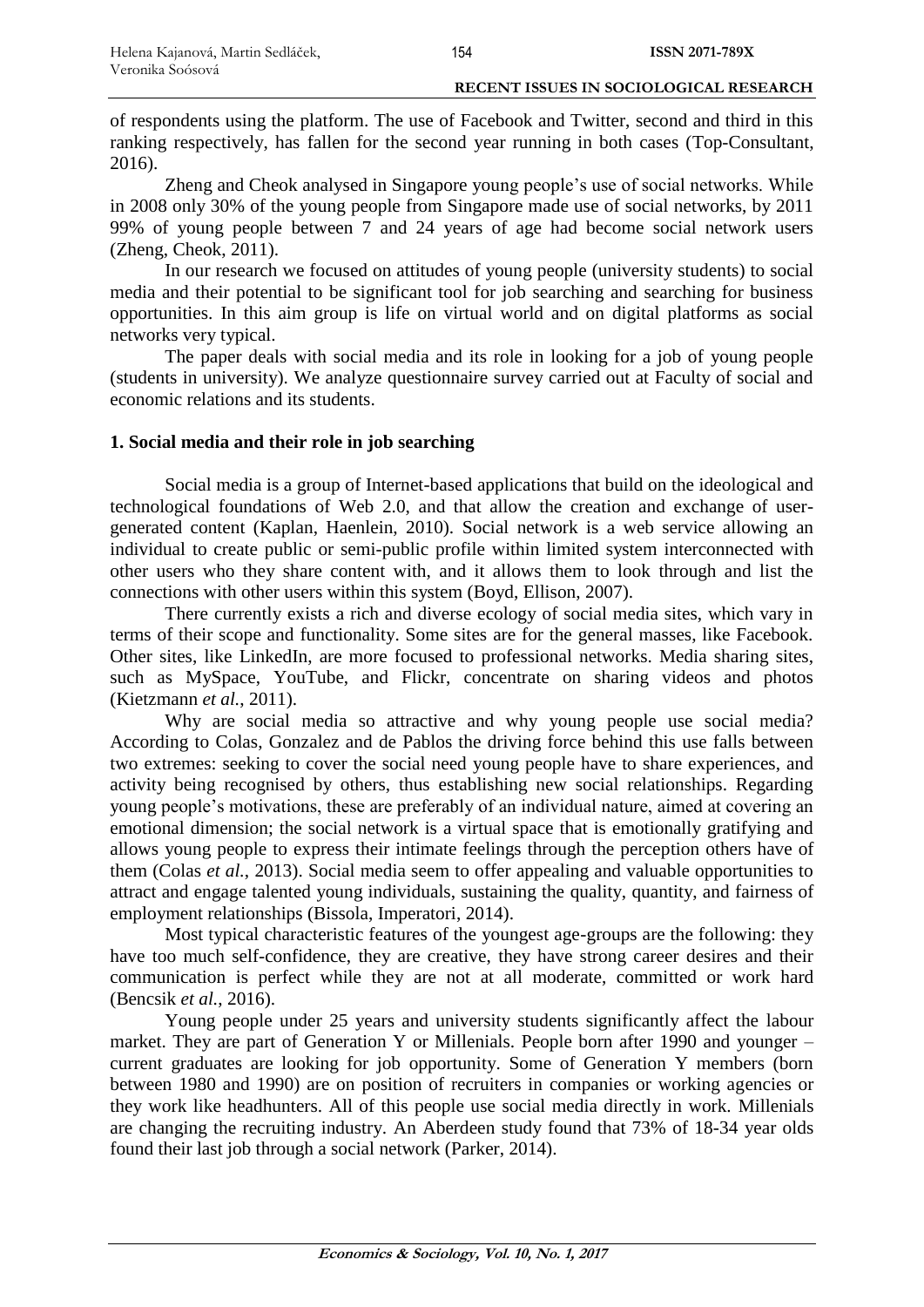of respondents using the platform. The use of Facebook and Twitter, second and third in this ranking respectively, has fallen for the second year running in both cases (Top-Consultant, 2016).

Zheng and Cheok analysed in Singapore young people's use of social networks. While in 2008 only 30% of the young people from Singapore made use of social networks, by 2011 99% of young people between 7 and 24 years of age had become social network users (Zheng, Cheok, 2011).

In our research we focused on attitudes of young people (university students) to social media and their potential to be significant tool for job searching and searching for business opportunities. In this aim group is life on virtual world and on digital platforms as social networks very typical.

The paper deals with social media and its role in looking for a job of young people (students in university). We analyze questionnaire survey carried out at Faculty of social and economic relations and its students.

## 1. Social media and their role in job searching

Social media is a group of Internet-based applications that build on the ideological and technological foundations of Web 2.0, and that allow the creation and exchange of user-generated content (Kaplan, Haenlein, 2010). Social network is a web service allowing an individual to create public or semi-public profile within limited system interconnected with other users who they share content with, and it allows them to look through and list the connections with other users within this system (Boyd, Ellison, 2007).

There currently exists a rich and diverse ecology of social media sites, which vary in terms of their scope and functionality. Some sites are for the general masses, like Facebook. Other sites, like LinkedIn, are more focused to professional networks. Media sharing sites, such as MySpace, YouTube, and Flickr, concentrate on sharing videos and photos (Kietzmann *et al.*, 2011).

Why are social media so attractive and why young people use social media? According to Colas, Gonzalez and de Pablos the driving force behind this use falls between two extremes: seeking to cover the social need young people have to share experiences, and activity being recognised by others, thus establishing new social relationships. Regarding young people's motivations, these are preferably of an individual nature, aimed at covering an emotional dimension; the social network is a virtual space that is emotionally gratifying and allows young people to express their intimate feelings through the perception others have of them (Colas *et al.*, 2013). Social media seem to offer appealing and valuable opportunities to attract and engage talented young individuals, sustaining the quality, quantity, and fairness of employment relationships (Bissola, Imperatori, 2014).

Most typical characteristic features of the youngest age-groups are the following: they have too much self-confidence, they are creative, they have strong career desires and their communication is perfect while they are not at all moderate, committed or work hard (Bencsik *et al.*, 2016).

Young people under 25 years and university students significantly affect the labour market. They are part of Generation Y or Millenials. People born after 1990 and younger – current graduates are looking for job opportunity. Some of Generation Y members (born between 1980 and 1990) are on position of recruiters in companies or working agencies or they work like headhunters. All of this people use social media directly in work. Millenials are changing the recruiting industry. An Aberdeen study found that 73% of 18-34 year olds found their last job through a social network (Parker, 2014).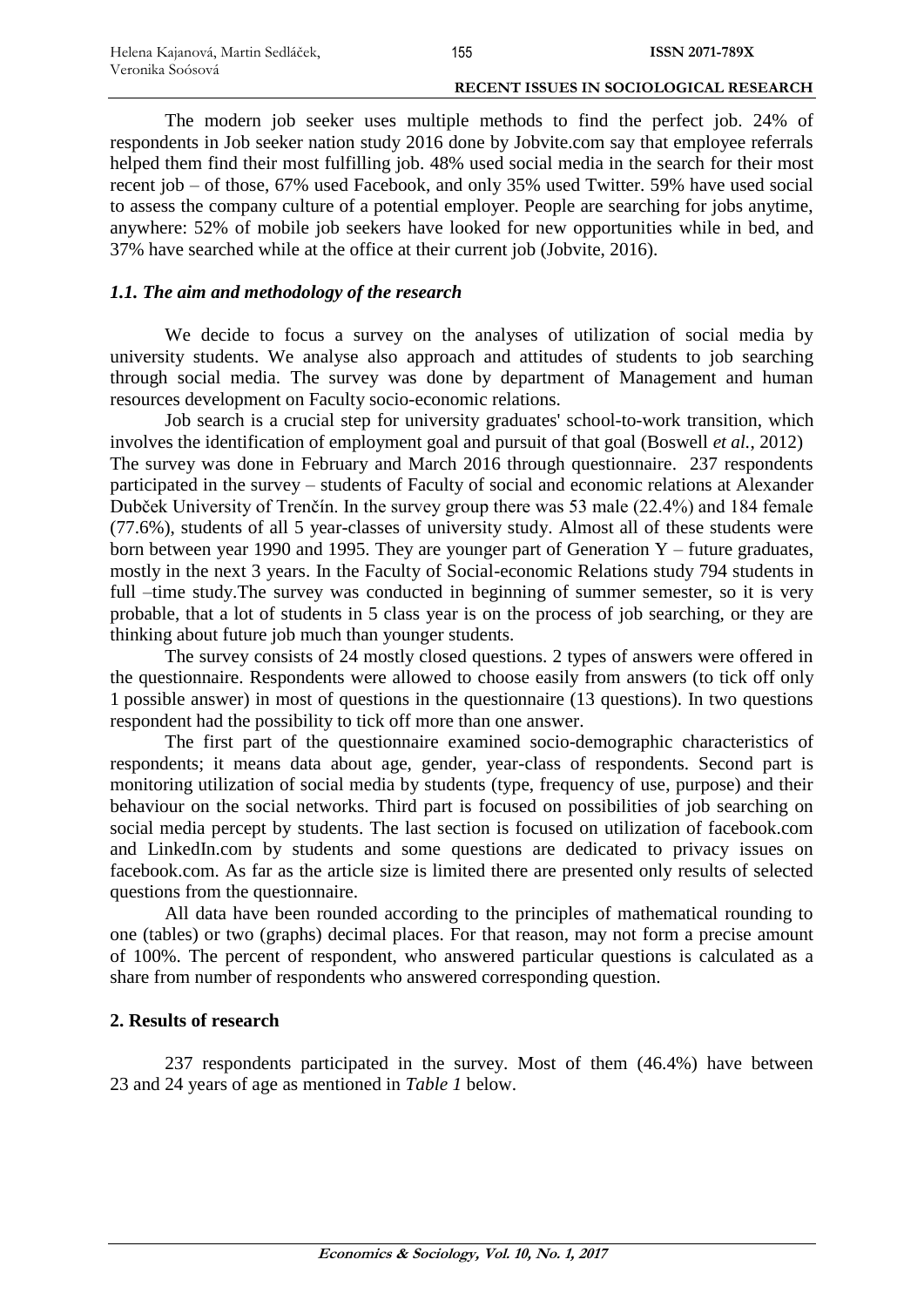The modern job seeker uses multiple methods to find the perfect job. 24% of respondents in Job seeker nation study 2016 done by Jobvite.com say that employee referrals helped them find their most fulfilling job. 48% used social media in the search for their most recent job – of those, 67% used Facebook, and only 35% used Twitter. 59% have used social to assess the company culture of a potential employer. People are searching for jobs anytime, anywhere: 52% of mobile job seekers have looked for new opportunities while in bed, and 37% have searched while at the office at their current job (Jobvite, 2016).

### *1.1. The aim and methodology of the research*

We decide to focus a survey on the analyses of utilization of social media by university students. We analyse also approach and attitudes of students to job searching through social media. The survey was done by department of Management and human resources development on Faculty socio-economic relations.

Job search is a crucial step for university graduates' school-to-work transition, which involves the identification of employment goal and pursuit of that goal (Boswell *et al.*, 2012) The survey was done in February and March 2016 through questionnaire. 237 respondents participated in the survey – students of Faculty of social and economic relations at Alexander Dubček University of Trenčín. In the survey group there was 53 male (22.4%) and 184 female (77.6%), students of all 5 year-classes of university study. Almost all of these students were born between year 1990 and 1995. They are younger part of Generation Y – future graduates, mostly in the next 3 years. In the Faculty of Social-economic Relations study 794 students in full –time study.The survey was conducted in beginning of summer semester, so it is very probable, that a lot of students in 5 class year is on the process of job searching, or they are thinking about future job much than younger students.

The survey consists of 24 mostly closed questions. 2 types of answers were offered in the questionnaire. Respondents were allowed to choose easily from answers (to tick off only 1 possible answer) in most of questions in the questionnaire (13 questions). In two questions respondent had the possibility to tick off more than one answer.

The first part of the questionnaire examined socio-demographic characteristics of respondents; it means data about age, gender, year-class of respondents. Second part is monitoring utilization of social media by students (type, frequency of use, purpose) and their behaviour on the social networks. Third part is focused on possibilities of job searching on social media percept by students. The last section is focused on utilization of facebook.com and LinkedIn.com by students and some questions are dedicated to privacy issues on facebook.com. As far as the article size is limited there are presented only results of selected questions from the questionnaire.

All data have been rounded according to the principles of mathematical rounding to one (tables) or two (graphs) decimal places. For that reason, may not form a precise amount of 100%. The percent of respondent, who answered particular questions is calculated as a share from number of respondents who answered corresponding question.

## 2. Results of research

237 respondents participated in the survey. Most of them (46.4%) have between 23 and 24 years of age as mentioned in *Table 1* below.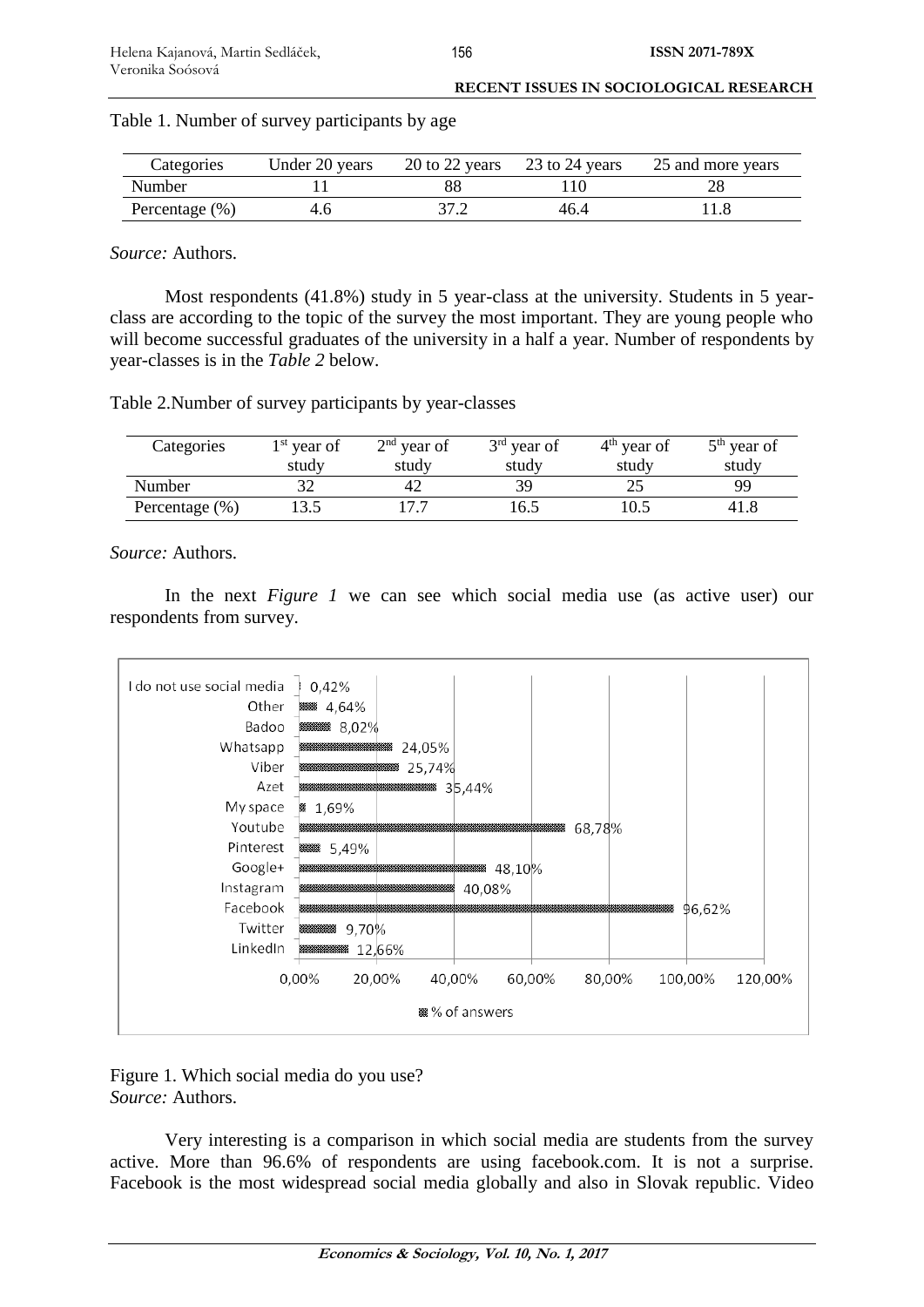Table 1. Number of survey participants by age

| Categories | Under 20 years | 20 to 22 years | 23 to 24 years | 25 and more years |
|---|---|---|---|---|
| Number | 11 | 88 | 110 | 28 |
| Percentage (%) | 4.6 | 37.2 | 46.4 | 11.8 |

*Source:* Authors.

Most respondents (41.8%) study in 5 year-class at the university. Students in 5 year-class are according to the topic of the survey the most important. They are young people who will become successful graduates of the university in a half a year. Number of respondents by year-classes is in the *Table 2* below.

Table 2.Number of survey participants by year-classes

| Categories | 1st year of study | 2nd year of study | 3rd year of study | 4th year of study | 5th year of study |
|---|---|---|---|---|---|
| Number | 32 | 42 | 39 | 25 | 99 |
| Percentage (%) | 13.5 | 17.7 | 16.5 | 10.5 | 41.8 |

*Source:* Authors.

In the next *Figure 1* we can see which social media use (as active user) our respondents from survey.

| Social media | % of answers |
|---|---|
| I do not use social media | 0,42% |
| Other | 4,64% |
| Badoo | 8,02% |
| Whatsapp | 24,05% |
| Viber | 25,74% |
| Azet | 35,44% |
| My space | 1,69% |
| Youtube | 68,78% |
| Pinterest | 5,49% |
| Google+ | 48,10% |
| Instagram | 40,08% |
| Facebook | 96,62% |
| Twitter | 9,70% |
| LinkedIn | 12,66% |

Figure 1. Which social media do you use?
*Source:* Authors.

Very interesting is a comparison in which social media are students from the survey active. More than 96.6% of respondents are using facebook.com. It is not a surprise. Facebook is the most widespread social media globally and also in Slovak republic. Video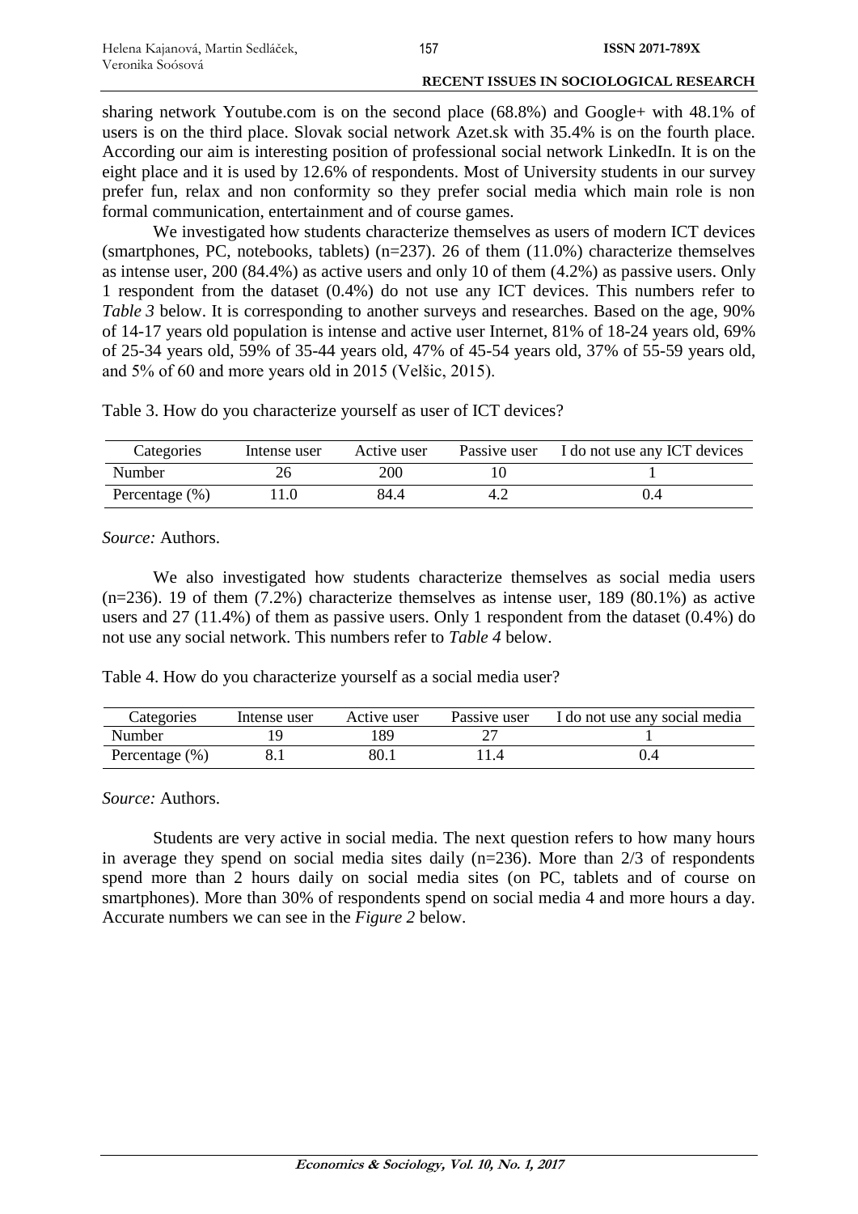sharing network Youtube.com is on the second place (68.8%) and Google+ with 48.1% of users is on the third place. Slovak social network Azet.sk with 35.4% is on the fourth place. According our aim is interesting position of professional social network LinkedIn. It is on the eight place and it is used by 12.6% of respondents. Most of University students in our survey prefer fun, relax and non conformity so they prefer social media which main role is non formal communication, entertainment and of course games.

We investigated how students characterize themselves as users of modern ICT devices (smartphones, PC, notebooks, tablets) (n=237). 26 of them (11.0%) characterize themselves as intense user, 200 (84.4%) as active users and only 10 of them (4.2%) as passive users. Only 1 respondent from the dataset (0.4%) do not use any ICT devices. This numbers refer to *Table 3* below. It is corresponding to another surveys and researches. Based on the age, 90% of 14-17 years old population is intense and active user Internet, 81% of 18-24 years old, 69% of 25-34 years old, 59% of 35-44 years old, 47% of 45-54 years old, 37% of 55-59 years old, and 5% of 60 and more years old in 2015 (Velšic, 2015).

Table 3. How do you characterize yourself as user of ICT devices?

| Categories | Intense user | Active user | Passive user | I do not use any ICT devices |
|---|---|---|---|---|
| Number | 26 | 200 | 10 | 1 |
| Percentage (%) | 11.0 | 84.4 | 4.2 | 0.4 |

*Source:* Authors.

We also investigated how students characterize themselves as social media users (n=236). 19 of them (7.2%) characterize themselves as intense user, 189 (80.1%) as active users and 27 (11.4%) of them as passive users. Only 1 respondent from the dataset (0.4%) do not use any social network. This numbers refer to *Table 4* below.

Table 4. How do you characterize yourself as a social media user?

| Categories | Intense user | Active user | Passive user | I do not use any social media |
|---|---|---|---|---|
| Number | 19 | 189 | 27 | 1 |
| Percentage (%) | 8.1 | 80.1 | 11.4 | 0.4 |

*Source:* Authors.

Students are very active in social media. The next question refers to how many hours in average they spend on social media sites daily (n=236). More than 2/3 of respondents spend more than 2 hours daily on social media sites (on PC, tablets and of course on smartphones). More than 30% of respondents spend on social media 4 and more hours a day. Accurate numbers we can see in the *Figure 2* below.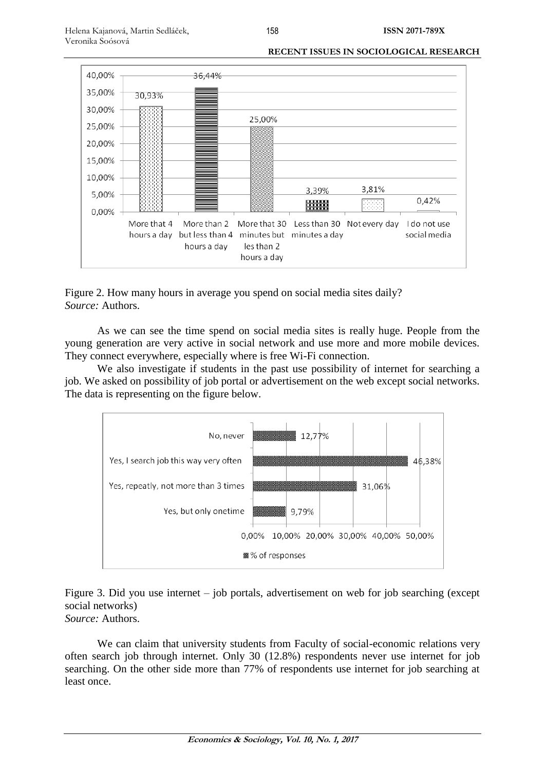Figure 2. How many hours in average you spend on social media sites daily?
*Source:* Authors.

As we can see the time spend on social media sites is really huge. People from the young generation are very active in social network and use more and more mobile devices. They connect everywhere, especially where is free Wi-Fi connection.

We also investigate if students in the past use possibility of internet for searching a job. We asked on possibility of job portal or advertisement on the web except social networks. The data is representing on the figure below.

Figure 3. Did you use internet – job portals, advertisement on web for job searching (except social networks)
*Source:* Authors.

We can claim that university students from Faculty of social-economic relations very often search job through internet. Only 30 (12.8%) respondents never use internet for job searching. On the other side more than 77% of respondents use internet for job searching at least once.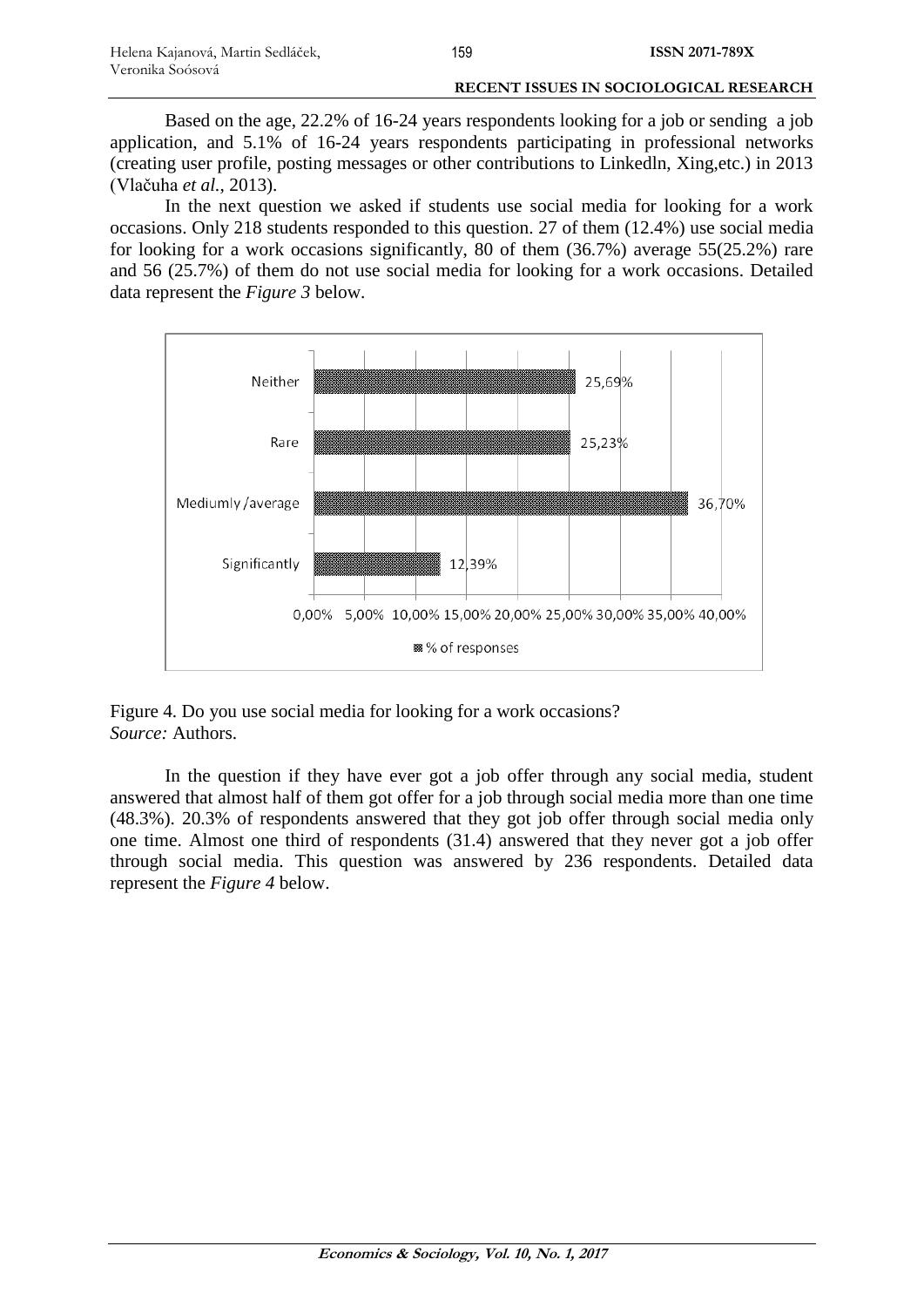Based on the age, 22.2% of 16-24 years respondents looking for a job or sending a job application, and 5.1% of 16-24 years respondents participating in professional networks (creating user profile, posting messages or other contributions to Linkedln, Xing,etc.) in 2013 (Vlačuha *et al.*, 2013).

In the next question we asked if students use social media for looking for a work occasions. Only 218 students responded to this question. 27 of them (12.4%) use social media for looking for a work occasions significantly, 80 of them (36.7%) average 55(25.2%) rare and 56 (25.7%) of them do not use social media for looking for a work occasions. Detailed data represent the *Figure 3* below.

| | % of responses |
|---|---|
| Neither | 25,69% |
| Rare | 25,23% |
| Mediumly /average | 36,70% |
| Significantly | 12,39% |

Figure 4. Do you use social media for looking for a work occasions?
*Source:* Authors.

In the question if they have ever got a job offer through any social media, student answered that almost half of them got offer for a job through social media more than one time (48.3%). 20.3% of respondents answered that they got job offer through social media only one time. Almost one third of respondents (31.4) answered that they never got a job offer through social media. This question was answered by 236 respondents. Detailed data represent the *Figure 4* below.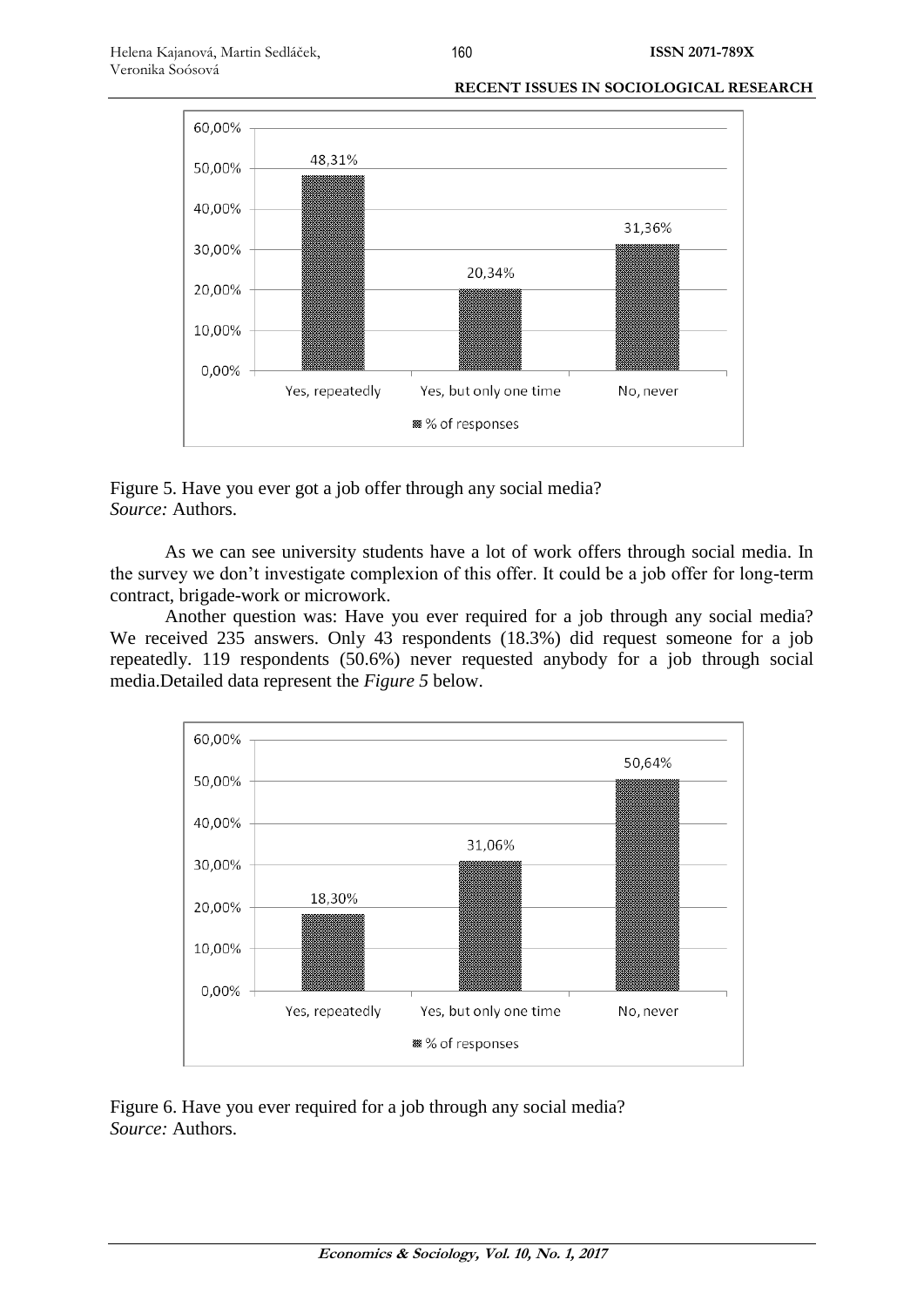Figure 5. Have you ever got a job offer through any social media?
*Source:* Authors.

As we can see university students have a lot of work offers through social media. In the survey we don't investigate complexion of this offer. It could be a job offer for long-term contract, brigade-work or microwork.

Another question was: Have you ever required for a job through any social media? We received 235 answers. Only 43 respondents (18.3%) did request someone for a job repeatedly. 119 respondents (50.6%) never requested anybody for a job through social media.Detailed data represent the *Figure 5* below.

Figure 6. Have you ever required for a job through any social media?
*Source:* Authors.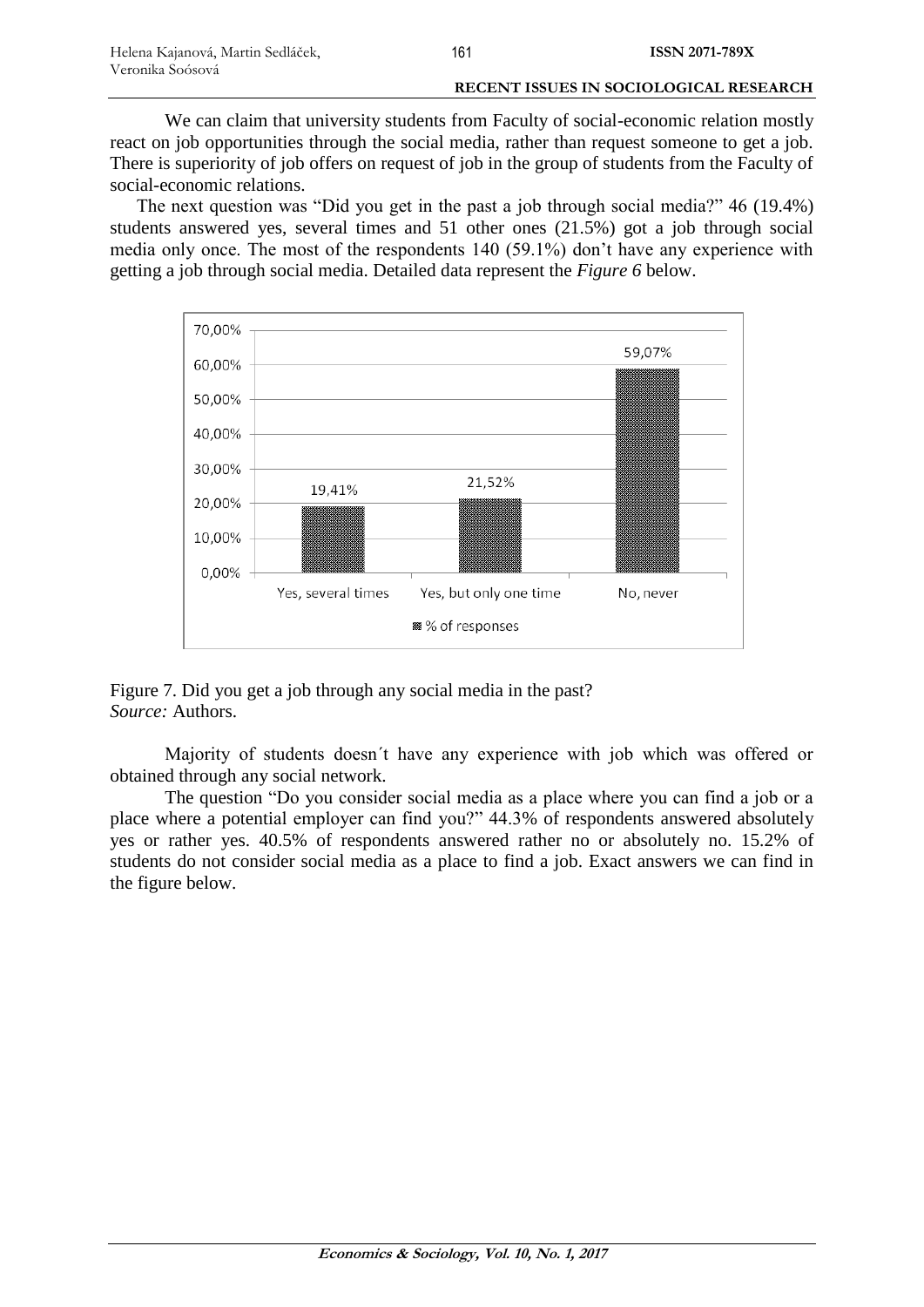We can claim that university students from Faculty of social-economic relation mostly react on job opportunities through the social media, rather than request someone to get a job. There is superiority of job offers on request of job in the group of students from the Faculty of social-economic relations.

The next question was "Did you get in the past a job through social media?" 46 (19.4%) students answered yes, several times and 51 other ones (21.5%) got a job through social media only once. The most of the respondents 140 (59.1%) don't have any experience with getting a job through social media. Detailed data represent the *Figure 6* below.

| | % of responses |
|---|---|
| Yes, several times | 19,41% |
| Yes, but only one time | 21,52% |
| No, never | 59,07% |

Figure 7. Did you get a job through any social media in the past?
*Source:* Authors.

Majority of students doesn´t have any experience with job which was offered or obtained through any social network.

The question "Do you consider social media as a place where you can find a job or a place where a potential employer can find you?" 44.3% of respondents answered absolutely yes or rather yes. 40.5% of respondents answered rather no or absolutely no. 15.2% of students do not consider social media as a place to find a job. Exact answers we can find in the figure below.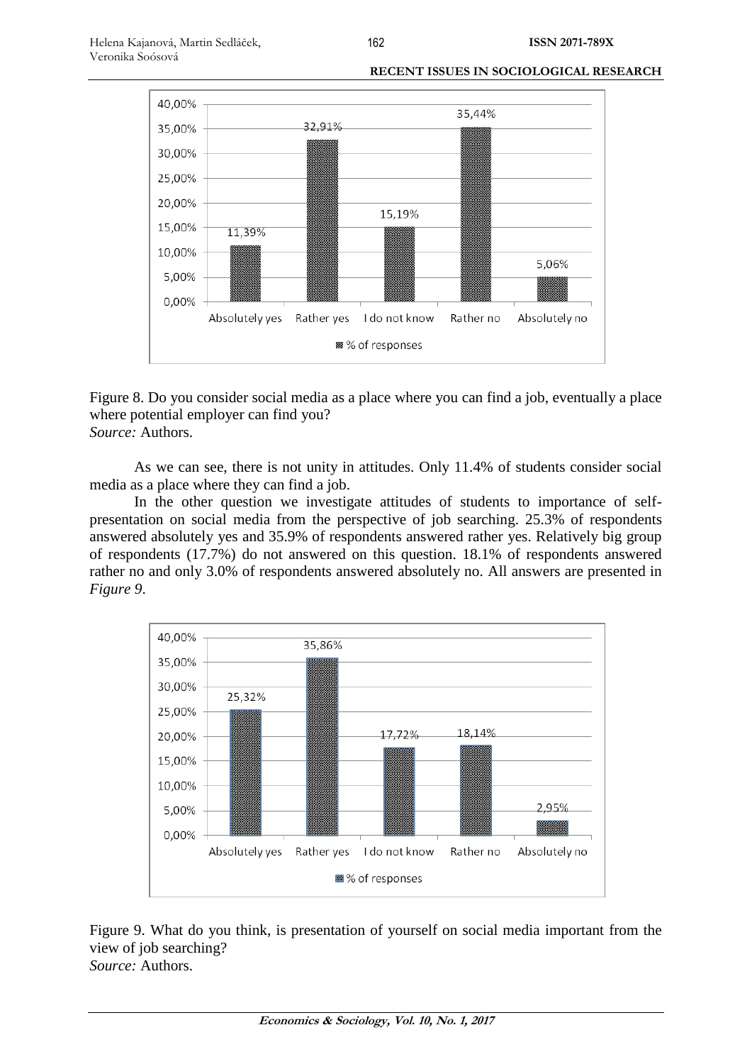Figure 8. Do you consider social media as a place where you can find a job, eventually a place where potential employer can find you?
*Source:* Authors.

As we can see, there is not unity in attitudes. Only 11.4% of students consider social media as a place where they can find a job.

In the other question we investigate attitudes of students to importance of self-presentation on social media from the perspective of job searching. 25.3% of respondents answered absolutely yes and 35.9% of respondents answered rather yes. Relatively big group of respondents (17.7%) do not answered on this question. 18.1% of respondents answered rather no and only 3.0% of respondents answered absolutely no. All answers are presented in *Figure 9*.

Figure 9. What do you think, is presentation of yourself on social media important from the view of job searching?
*Source:* Authors.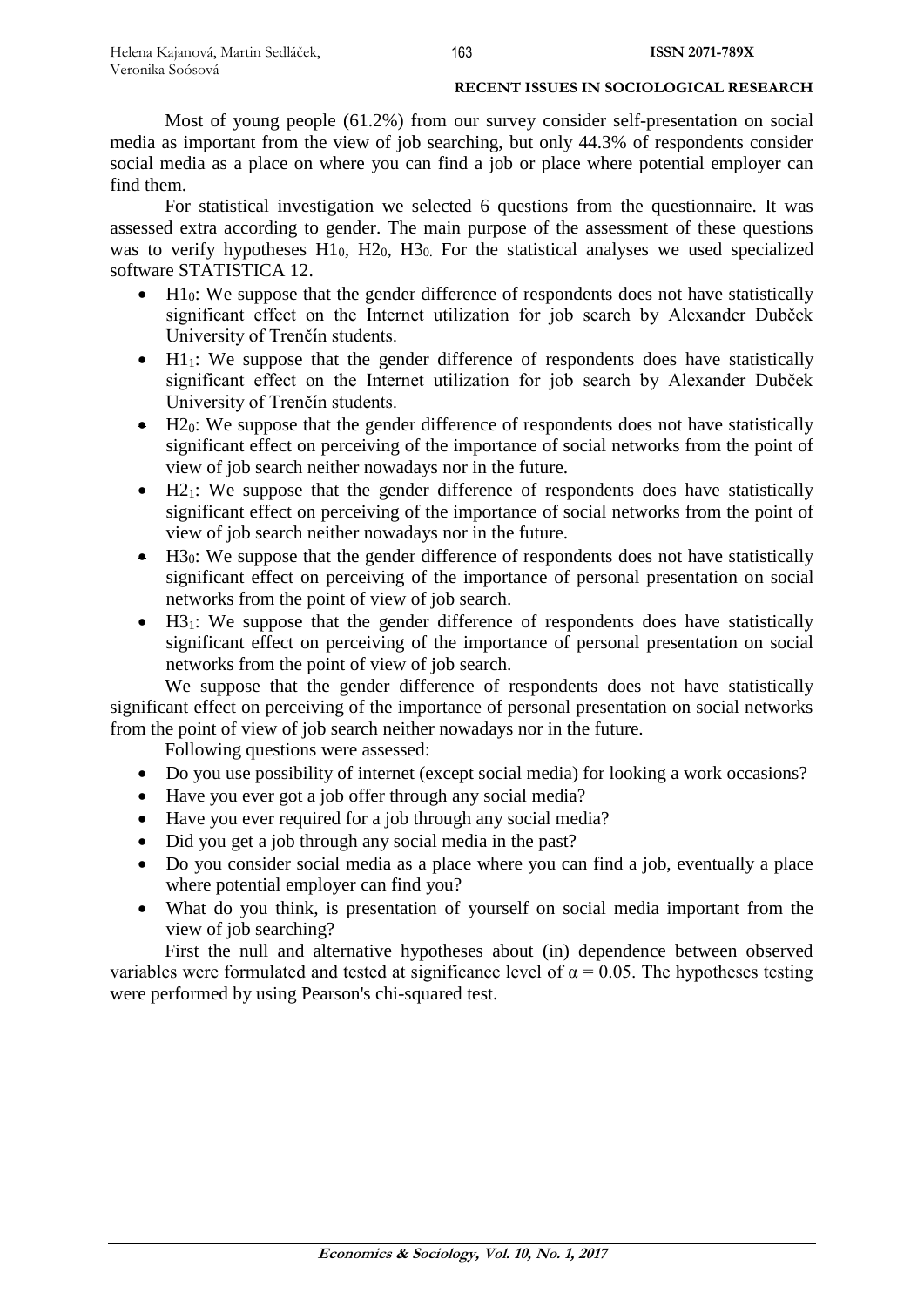Most of young people (61.2%) from our survey consider self-presentation on social media as important from the view of job searching, but only 44.3% of respondents consider social media as a place on where you can find a job or place where potential employer can find them.

For statistical investigation we selected 6 questions from the questionnaire. It was assessed extra according to gender. The main purpose of the assessment of these questions was to verify hypotheses $H1_0$, $H2_0$, $H3_0$. For the statistical analyses we used specialized software STATISTICA 12.

- $H1_0$: We suppose that the gender difference of respondents does not have statistically significant effect on the Internet utilization for job search by Alexander Dubček University of Trenčín students.
- $H1_1$: We suppose that the gender difference of respondents does have statistically significant effect on the Internet utilization for job search by Alexander Dubček University of Trenčín students.
- $H2_0$: We suppose that the gender difference of respondents does not have statistically significant effect on perceiving of the importance of social networks from the point of view of job search neither nowadays nor in the future.
- $H2_1$: We suppose that the gender difference of respondents does have statistically significant effect on perceiving of the importance of social networks from the point of view of job search neither nowadays nor in the future.
- $H3_0$: We suppose that the gender difference of respondents does not have statistically significant effect on perceiving of the importance of personal presentation on social networks from the point of view of job search.
- $H3_1$: We suppose that the gender difference of respondents does have statistically significant effect on perceiving of the importance of personal presentation on social networks from the point of view of job search.

We suppose that the gender difference of respondents does not have statistically significant effect on perceiving of the importance of personal presentation on social networks from the point of view of job search neither nowadays nor in the future.

Following questions were assessed:

- Do you use possibility of internet (except social media) for looking a work occasions?
- Have you ever got a job offer through any social media?
- Have you ever required for a job through any social media?
- Did you get a job through any social media in the past?
- Do you consider social media as a place where you can find a job, eventually a place where potential employer can find you?
- What do you think, is presentation of yourself on social media important from the view of job searching?

First the null and alternative hypotheses about (in) dependence between observed variables were formulated and tested at significance level of $\alpha = 0.05$. The hypotheses testing were performed by using Pearson's chi-squared test.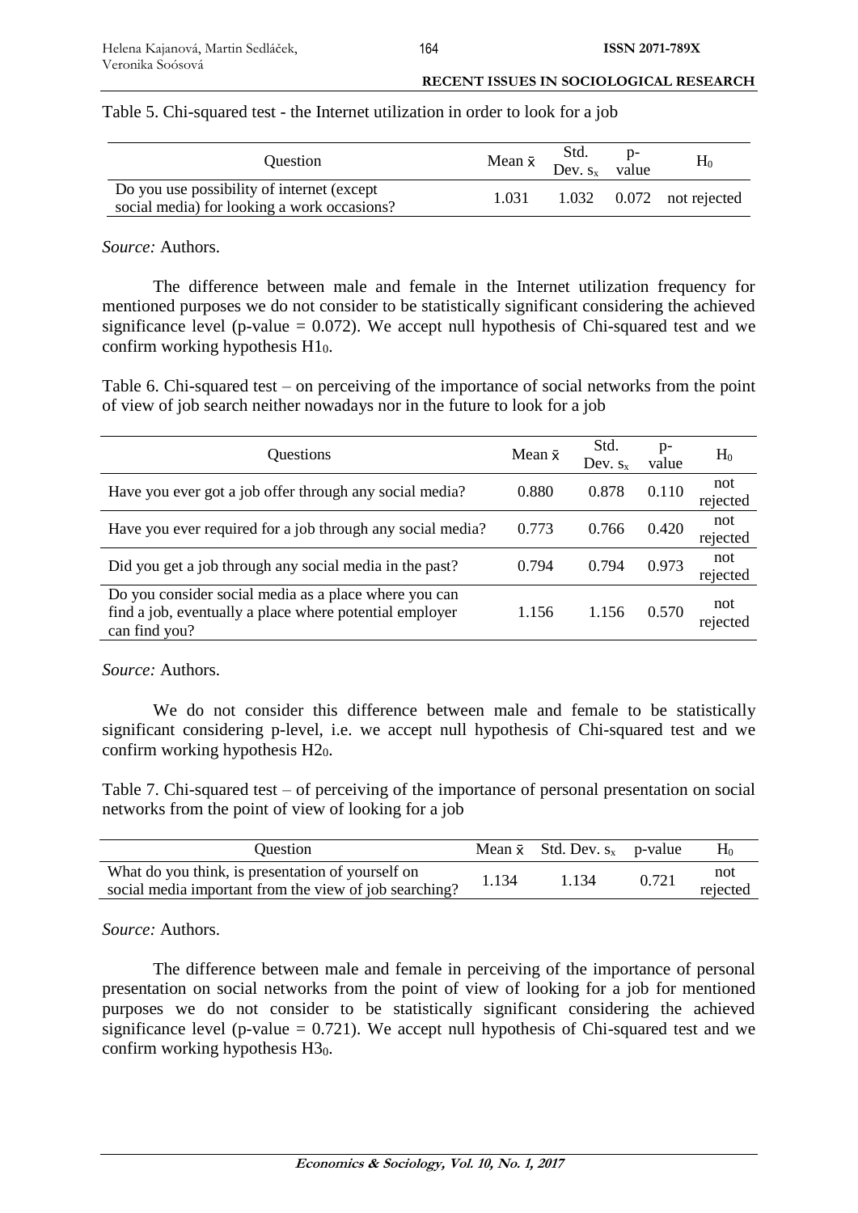Table 5. Chi-squared test - the Internet utilization in order to look for a job

| Question | Mean $\bar{x}$ | Std. Dev. $s_x$ | p-value | $H_0$ |
|---|---|---|---|---|
| Do you use possibility of internet (except social media) for looking a work occasions? | 1.031 | 1.032 | 0.072 | not rejected |

*Source:* Authors.

The difference between male and female in the Internet utilization frequency for mentioned purposes we do not consider to be statistically significant considering the achieved significance level (p-value = 0.072). We accept null hypothesis of Chi-squared test and we confirm working hypothesis $H1_0$.

Table 6. Chi-squared test – on perceiving of the importance of social networks from the point of view of job search neither nowadays nor in the future to look for a job

| Questions | Mean $\bar{x}$ | Std. Dev. $s_x$ | p-value | $H_0$ |
|---|---|---|---|---|
| Have you ever got a job offer through any social media? | 0.880 | 0.878 | 0.110 | not rejected |
| Have you ever required for a job through any social media? | 0.773 | 0.766 | 0.420 | not rejected |
| Did you get a job through any social media in the past? | 0.794 | 0.794 | 0.973 | not rejected |
| Do you consider social media as a place where you can find a job, eventually a place where potential employer can find you? | 1.156 | 1.156 | 0.570 | not rejected |

*Source:* Authors.

We do not consider this difference between male and female to be statistically significant considering p-level, i.e. we accept null hypothesis of Chi-squared test and we confirm working hypothesis $H2_0$.

Table 7. Chi-squared test – of perceiving of the importance of personal presentation on social networks from the point of view of looking for a job

| Question | Mean $\bar{x}$ | Std. Dev. $s_x$ | p-value | $H_0$ |
|---|---|---|---|---|
| What do you think, is presentation of yourself on social media important from the view of job searching? | 1.134 | 1.134 | 0.721 | not rejected |

*Source:* Authors.

The difference between male and female in perceiving of the importance of personal presentation on social networks from the point of view of looking for a job for mentioned purposes we do not consider to be statistically significant considering the achieved significance level (p-value = 0.721). We accept null hypothesis of Chi-squared test and we confirm working hypothesis $H3_0$.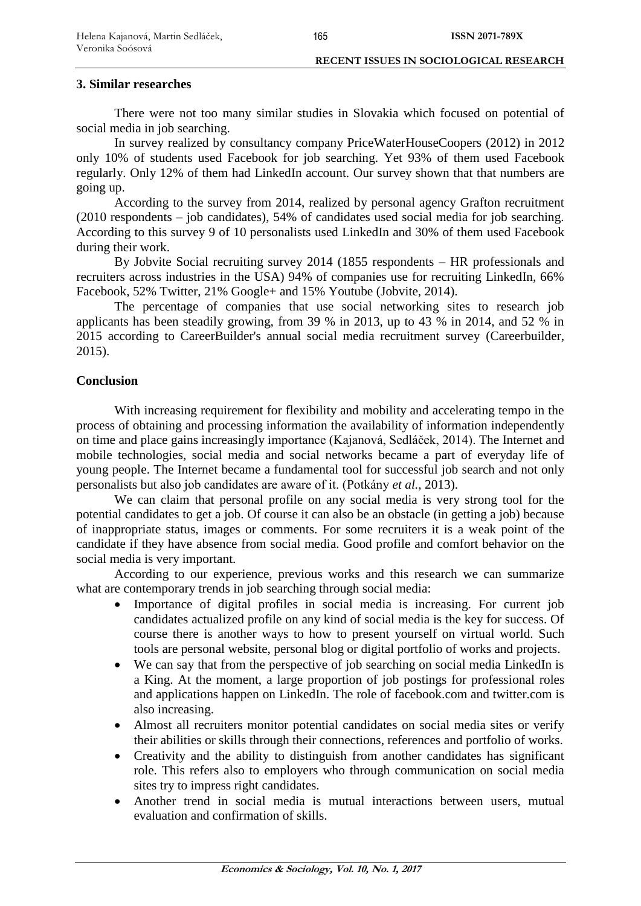## 3. Similar researches

There were not too many similar studies in Slovakia which focused on potential of social media in job searching.

In survey realized by consultancy company PriceWaterHouseCoopers (2012) in 2012 only 10% of students used Facebook for job searching. Yet 93% of them used Facebook regularly. Only 12% of them had LinkedIn account. Our survey shown that that numbers are going up.

According to the survey from 2014, realized by personal agency Grafton recruitment (2010 respondents – job candidates), 54% of candidates used social media for job searching. According to this survey 9 of 10 personalists used LinkedIn and 30% of them used Facebook during their work.

By Jobvite Social recruiting survey 2014 (1855 respondents – HR professionals and recruiters across industries in the USA) 94% of companies use for recruiting LinkedIn, 66% Facebook, 52% Twitter, 21% Google+ and 15% Youtube (Jobvite, 2014).

The percentage of companies that use social networking sites to research job applicants has been steadily growing, from 39 % in 2013, up to 43 % in 2014, and 52 % in 2015 according to CareerBuilder's annual social media recruitment survey (Careerbuilder, 2015).

## Conclusion

With increasing requirement for flexibility and mobility and accelerating tempo in the process of obtaining and processing information the availability of information independently on time and place gains increasingly importance (Kajanová, Sedláček, 2014). The Internet and mobile technologies, social media and social networks became a part of everyday life of young people. The Internet became a fundamental tool for successful job search and not only personalists but also job candidates are aware of it. (Potkány *et al.*, 2013).

We can claim that personal profile on any social media is very strong tool for the potential candidates to get a job. Of course it can also be an obstacle (in getting a job) because of inappropriate status, images or comments. For some recruiters it is a weak point of the candidate if they have absence from social media. Good profile and comfort behavior on the social media is very important.

According to our experience, previous works and this research we can summarize what are contemporary trends in job searching through social media:

- Importance of digital profiles in social media is increasing. For current job candidates actualized profile on any kind of social media is the key for success. Of course there is another ways to how to present yourself on virtual world. Such tools are personal website, personal blog or digital portfolio of works and projects.
- We can say that from the perspective of job searching on social media LinkedIn is a King. At the moment, a large proportion of job postings for professional roles and applications happen on LinkedIn. The role of facebook.com and twitter.com is also increasing.
- Almost all recruiters monitor potential candidates on social media sites or verify their abilities or skills through their connections, references and portfolio of works.
- Creativity and the ability to distinguish from another candidates has significant role. This refers also to employers who through communication on social media sites try to impress right candidates.
- Another trend in social media is mutual interactions between users, mutual evaluation and confirmation of skills.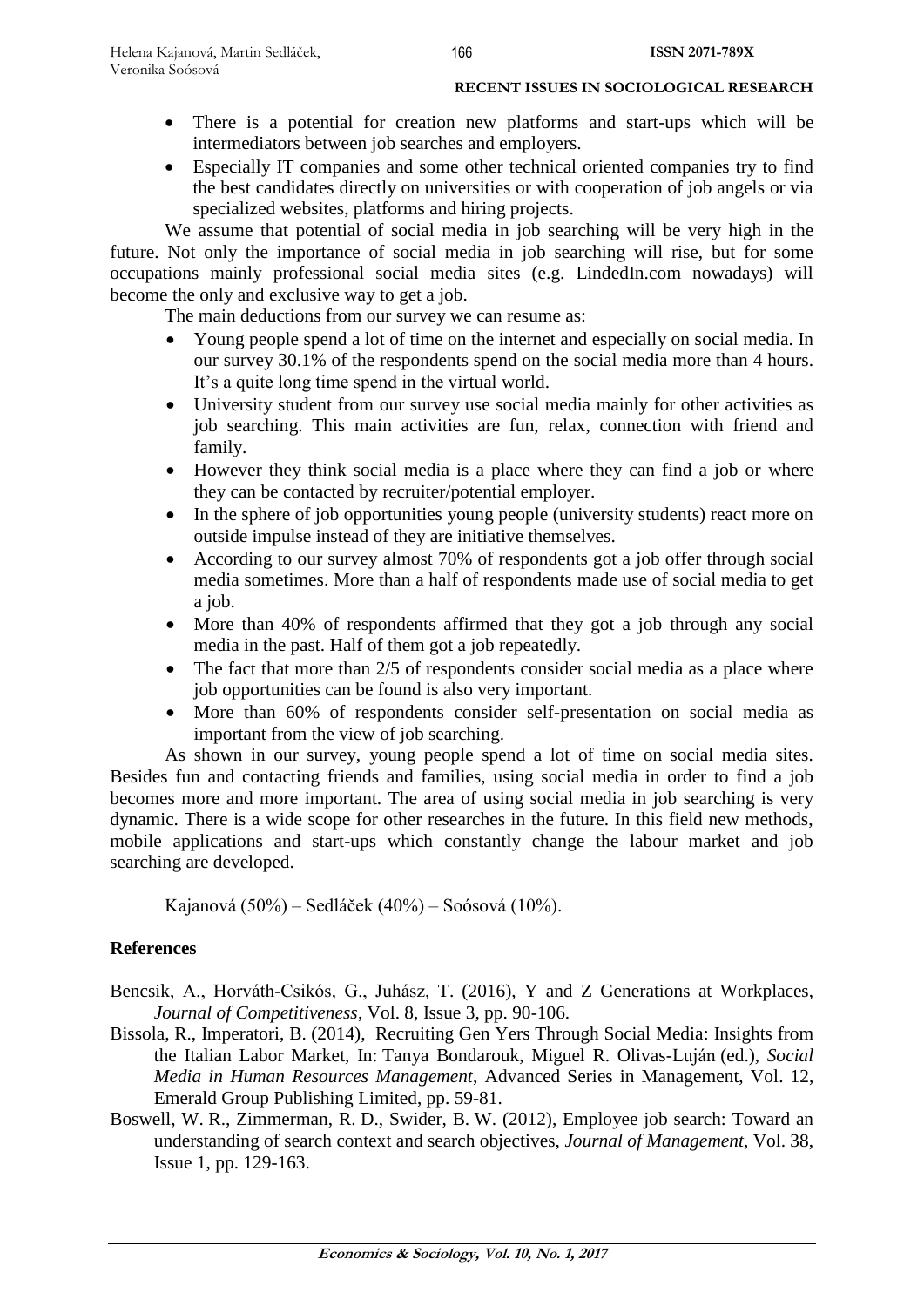- There is a potential for creation new platforms and start-ups which will be intermediators between job searches and employers.
- Especially IT companies and some other technical oriented companies try to find the best candidates directly on universities or with cooperation of job angels or via specialized websites, platforms and hiring projects.

We assume that potential of social media in job searching will be very high in the future. Not only the importance of social media in job searching will rise, but for some occupations mainly professional social media sites (e.g. LindedIn.com nowadays) will become the only and exclusive way to get a job.

The main deductions from our survey we can resume as:

- Young people spend a lot of time on the internet and especially on social media. In our survey 30.1% of the respondents spend on the social media more than 4 hours. It's a quite long time spend in the virtual world.
- University student from our survey use social media mainly for other activities as job searching. This main activities are fun, relax, connection with friend and family.
- However they think social media is a place where they can find a job or where they can be contacted by recruiter/potential employer.
- In the sphere of job opportunities young people (university students) react more on outside impulse instead of they are initiative themselves.
- According to our survey almost 70% of respondents got a job offer through social media sometimes. More than a half of respondents made use of social media to get a job.
- More than 40% of respondents affirmed that they got a job through any social media in the past. Half of them got a job repeatedly.
- The fact that more than 2/5 of respondents consider social media as a place where job opportunities can be found is also very important.
- More than 60% of respondents consider self-presentation on social media as important from the view of job searching.

As shown in our survey, young people spend a lot of time on social media sites. Besides fun and contacting friends and families, using social media in order to find a job becomes more and more important. The area of using social media in job searching is very dynamic. There is a wide scope for other researches in the future. In this field new methods, mobile applications and start-ups which constantly change the labour market and job searching are developed.

Kajanová (50%) – Sedláček (40%) – Soósová (10%).

## References

Bencsik, A., Horváth-Csikós, G., Juhász, T. (2016), Y and Z Generations at Workplaces, *Journal of Competitiveness*, Vol. 8, Issue 3, pp. 90-106.

Bissola, R., Imperatori, B. (2014), Recruiting Gen Yers Through Social Media: Insights from the Italian Labor Market, In: Tanya Bondarouk, Miguel R. Olivas-Luján (ed.), *Social Media in Human Resources Management*, Advanced Series in Management, Vol. 12, Emerald Group Publishing Limited, pp. 59-81.

Boswell, W. R., Zimmerman, R. D., Swider, B. W. (2012), Employee job search: Toward an understanding of search context and search objectives, *Journal of Management*, Vol. 38, Issue 1, pp. 129-163.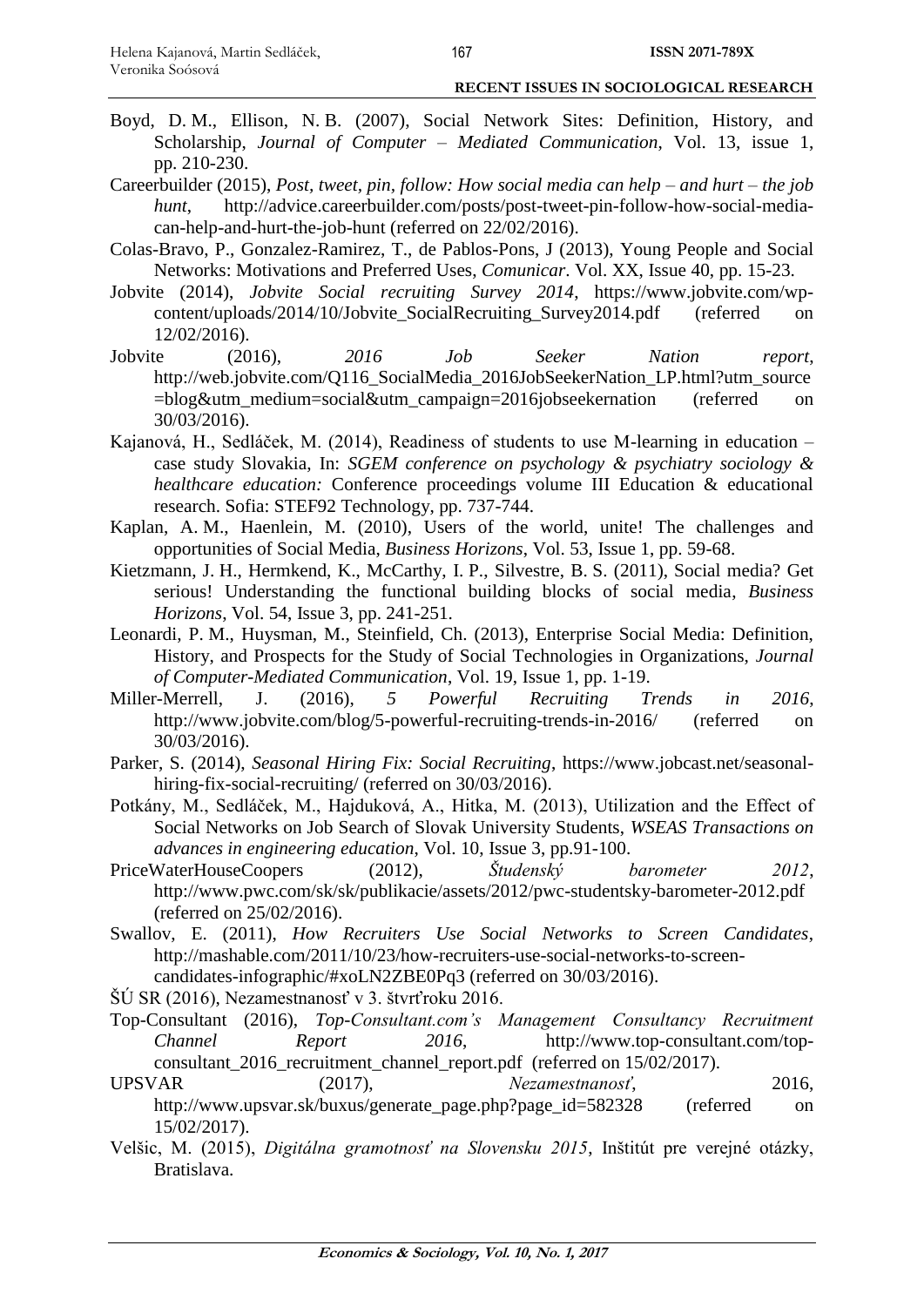Boyd, D. M., Ellison, N. B. (2007), Social Network Sites: Definition, History, and Scholarship, *Journal of Computer – Mediated Communication*, Vol. 13, issue 1, pp. 210-230.

Careerbuilder (2015), *Post, tweet, pin, follow: How social media can help – and hurt – the job hunt*, http://advice.careerbuilder.com/posts/post-tweet-pin-follow-how-social-media-can-help-and-hurt-the-job-hunt (referred on 22/02/2016).

Colas-Bravo, P., Gonzalez-Ramirez, T., de Pablos-Pons, J (2013), Young People and Social Networks: Motivations and Preferred Uses, *Comunicar*. Vol. XX, Issue 40, pp. 15-23.

Jobvite (2014), *Jobvite Social recruiting Survey 2014*, https://www.jobvite.com/wp-content/uploads/2014/10/Jobvite_SocialRecruiting_Survey2014.pdf (referred on 12/02/2016).

Jobvite (2016), *2016 Job Seeker Nation report*, http://web.jobvite.com/Q116_SocialMedia_2016JobSeekerNation_LP.html?utm_source=blog&utm_medium=social&utm_campaign=2016jobseekernation (referred on 30/03/2016).

Kajanová, H., Sedláček, M. (2014), Readiness of students to use M-learning in education – case study Slovakia, In: *SGEM conference on psychology & psychiatry sociology & healthcare education:* Conference proceedings volume III Education & educational research. Sofia: STEF92 Technology, pp. 737-744.

Kaplan, A. M., Haenlein, M. (2010), Users of the world, unite! The challenges and opportunities of Social Media, *Business Horizons*, Vol. 53, Issue 1, pp. 59-68.

Kietzmann, J. H., Hermkend, K., McCarthy, I. P., Silvestre, B. S. (2011), Social media? Get serious! Understanding the functional building blocks of social media, *Business Horizons*, Vol. 54, Issue 3, pp. 241-251.

Leonardi, P. M., Huysman, M., Steinfield, Ch. (2013), Enterprise Social Media: Definition, History, and Prospects for the Study of Social Technologies in Organizations, *Journal of Computer-Mediated Communication*, Vol. 19, Issue 1, pp. 1-19.

Miller-Merrell, J. (2016), *5 Powerful Recruiting Trends in 2016*, http://www.jobvite.com/blog/5-powerful-recruiting-trends-in-2016/ (referred on 30/03/2016).

Parker, S. (2014), *Seasonal Hiring Fix: Social Recruiting*, https://www.jobcast.net/seasonal-hiring-fix-social-recruiting/ (referred on 30/03/2016).

Potkány, M., Sedláček, M., Hajduková, A., Hitka, M. (2013), Utilization and the Effect of Social Networks on Job Search of Slovak University Students, *WSEAS Transactions on advances in engineering education*, Vol. 10, Issue 3, pp.91-100.

PriceWaterHouseCoopers (2012), *Študenský barometer 2012*, http://www.pwc.com/sk/sk/publikacie/assets/2012/pwc-studentsky-barometer-2012.pdf (referred on 25/02/2016).

Swallov, E. (2011), *How Recruiters Use Social Networks to Screen Candidates*, http://mashable.com/2011/10/23/how-recruiters-use-social-networks-to-screen-candidates-infographic/#xoLN2ZBE0Pq3 (referred on 30/03/2016).

ŠÚ SR (2016), Nezamestnanosť v 3. štvrťroku 2016.

Top-Consultant (2016), *Top-Consultant.com's Management Consultancy Recruitment Channel Report 2016*, http://www.top-consultant.com/top-consultant_2016_recruitment_channel_report.pdf (referred on 15/02/2017).

UPSVAR (2017), *Nezamestnanosť*, 2016, http://www.upsvar.sk/buxus/generate_page.php?page_id=582328 (referred on 15/02/2017).

Velšic, M. (2015), *Digitálna gramotnosť na Slovensku 2015*, Inštitút pre verejné otázky, Bratislava.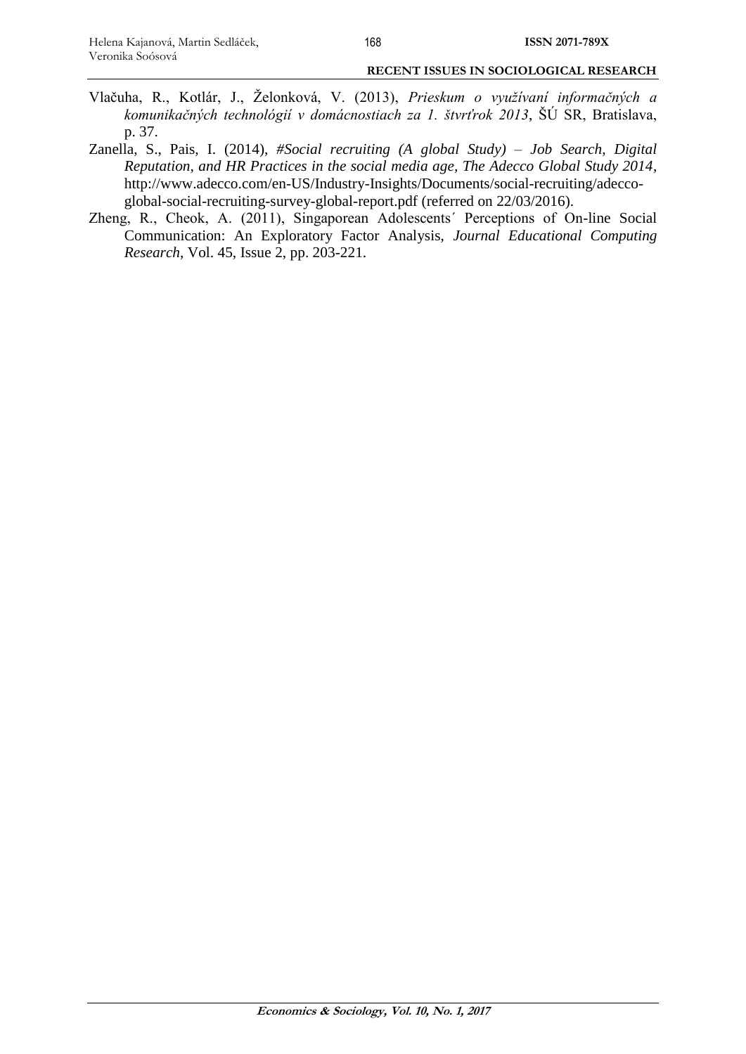Vlačuha, R., Kotlár, J., Želonková, V. (2013), *Prieskum o využívaní informačných a komunikačných technológií v domácnostiach za 1. štvrťrok 2013*, ŠÚ SR, Bratislava, p. 37.

Zanella, S., Pais, I. (2014), *#Social recruiting (A global Study) – Job Search, Digital Reputation, and HR Practices in the social media age, The Adecco Global Study 2014*, http://www.adecco.com/en-US/Industry-Insights/Documents/social-recruiting/adecco-global-social-recruiting-survey-global-report.pdf (referred on 22/03/2016).

Zheng, R., Cheok, A. (2011), Singaporean Adolescents´ Perceptions of On-line Social Communication: An Exploratory Factor Analysis, *Journal Educational Computing Research*, Vol. 45, Issue 2, pp. 203-221.